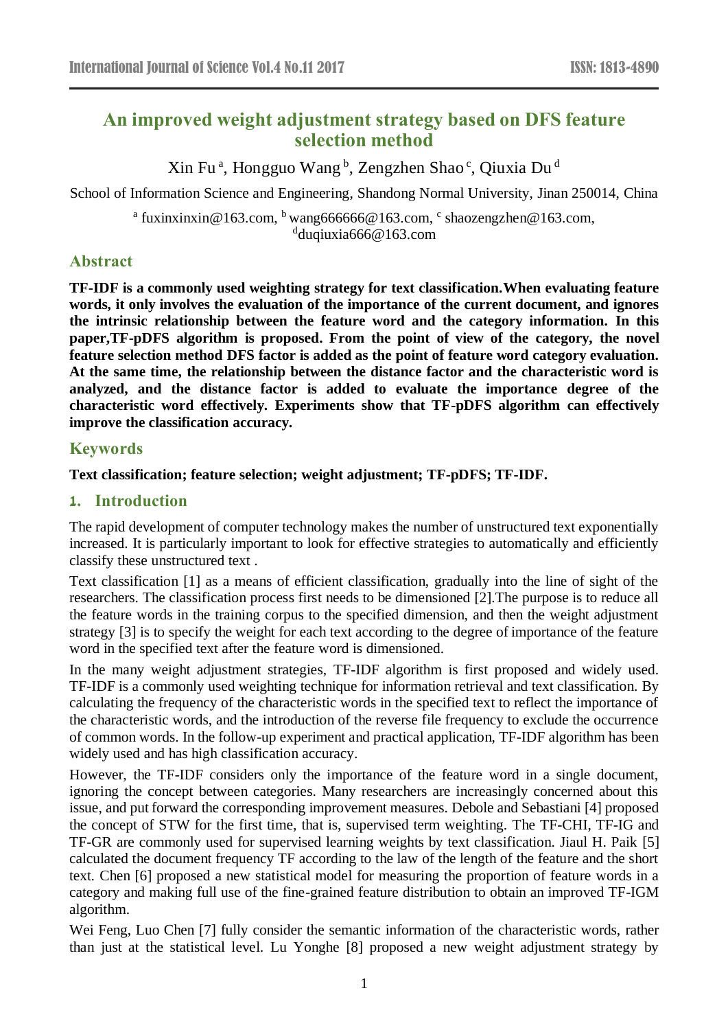# An improved weight adjustment strategy based on DFS feature selection method

Xin Fu [a], Hongguo Wang [b], Zengzhen Shao [c], Qiuxia Du [d]

School of Information Science and Engineering, Shandong Normal University, Jinan 250014, China

[a] fuxinxinxin@163.com, [b] wang666666@163.com, [c] shaozengzhen@163.com, [d]duqiuxia666@163.com

## Abstract

**TF-IDF is a commonly used weighting strategy for text classification.When evaluating feature words, it only involves the evaluation of the importance of the current document, and ignores the intrinsic relationship between the feature word and the category information. In this paper,TF-pDFS algorithm is proposed. From the point of view of the category, the novel feature selection method DFS factor is added as the point of feature word category evaluation. At the same time, the relationship between the distance factor and the characteristic word is analyzed, and the distance factor is added to evaluate the importance degree of the characteristic word effectively. Experiments show that TF-pDFS algorithm can effectively improve the classification accuracy.**

## Keywords

**Text classification; feature selection; weight adjustment; TF-pDFS; TF-IDF.**

## 1. Introduction

The rapid development of computer technology makes the number of unstructured text exponentially increased. It is particularly important to look for effective strategies to automatically and efficiently classify these unstructured text .

Text classification [1] as a means of efficient classification, gradually into the line of sight of the researchers. The classification process first needs to be dimensioned [2].The purpose is to reduce all the feature words in the training corpus to the specified dimension, and then the weight adjustment strategy [3] is to specify the weight for each text according to the degree of importance of the feature word in the specified text after the feature word is dimensioned.

In the many weight adjustment strategies, TF-IDF algorithm is first proposed and widely used. TF-IDF is a commonly used weighting technique for information retrieval and text classification. By calculating the frequency of the characteristic words in the specified text to reflect the importance of the characteristic words, and the introduction of the reverse file frequency to exclude the occurrence of common words. In the follow-up experiment and practical application, TF-IDF algorithm has been widely used and has high classification accuracy.

However, the TF-IDF considers only the importance of the feature word in a single document, ignoring the concept between categories. Many researchers are increasingly concerned about this issue, and put forward the corresponding improvement measures. Debole and Sebastiani [4] proposed the concept of STW for the first time, that is, supervised term weighting. The TF-CHI, TF-IG and TF-GR are commonly used for supervised learning weights by text classification. Jiaul H. Paik [5] calculated the document frequency TF according to the law of the length of the feature and the short text. Chen [6] proposed a new statistical model for measuring the proportion of feature words in a category and making full use of the fine-grained feature distribution to obtain an improved TF-IGM algorithm.

Wei Feng, Luo Chen [7] fully consider the semantic information of the characteristic words, rather than just at the statistical level. Lu Yonghe [8] proposed a new weight adjustment strategy by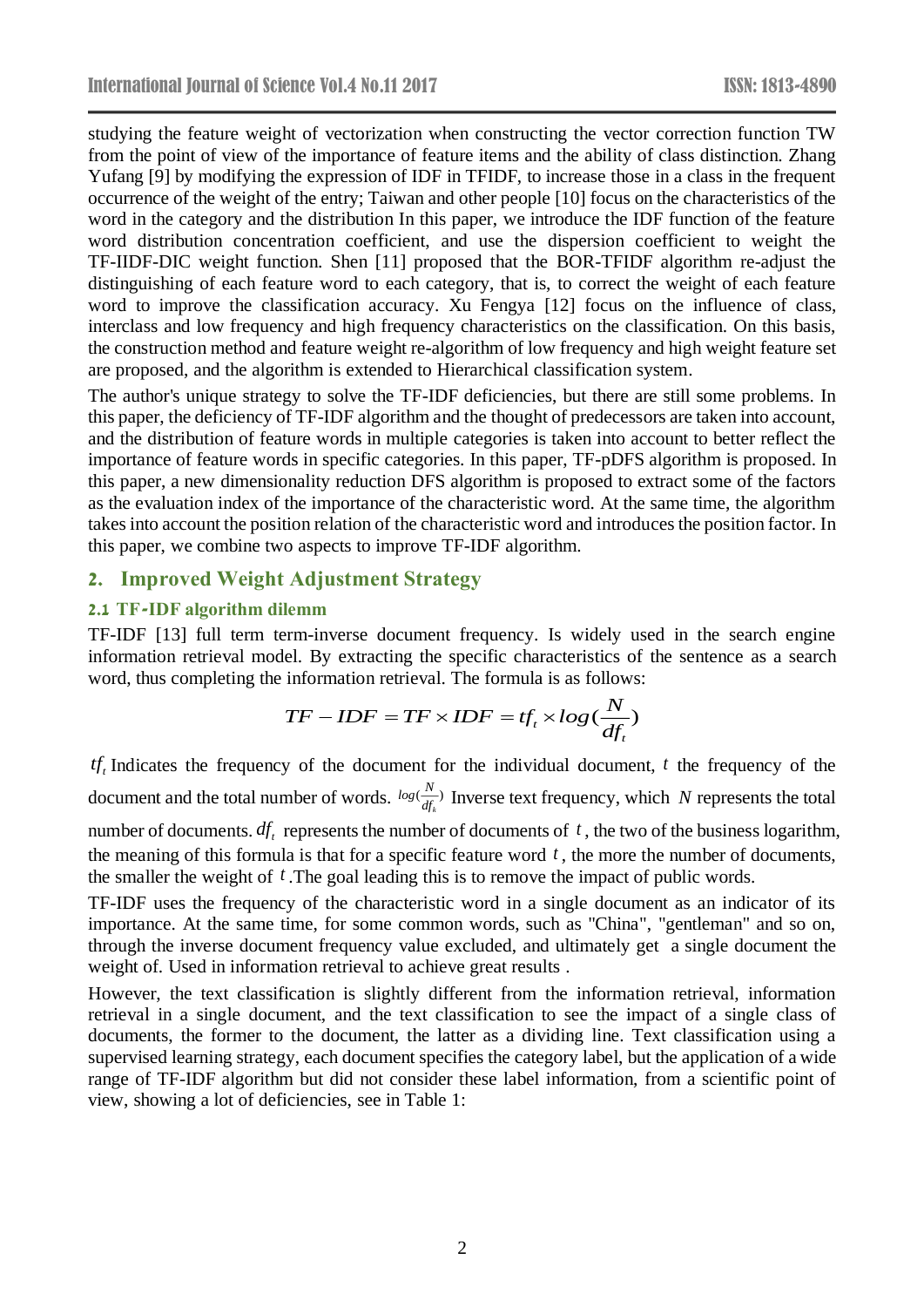studying the feature weight of vectorization when constructing the vector correction function TW from the point of view of the importance of feature items and the ability of class distinction. Zhang Yufang [9] by modifying the expression of IDF in TFIDF, to increase those in a class in the frequent occurrence of the weight of the entry; Taiwan and other people [10] focus on the characteristics of the word in the category and the distribution In this paper, we introduce the IDF function of the feature word distribution concentration coefficient, and use the dispersion coefficient to weight the TF-IIDF-DIC weight function. Shen [11] proposed that the BOR-TFIDF algorithm re-adjust the distinguishing of each feature word to each category, that is, to correct the weight of each feature word to improve the classification accuracy. Xu Fengya [12] focus on the influence of class, interclass and low frequency and high frequency characteristics on the classification. On this basis, the construction method and feature weight re-algorithm of low frequency and high weight feature set are proposed, and the algorithm is extended to Hierarchical classification system.

The author's unique strategy to solve the TF-IDF deficiencies, but there are still some problems. In this paper, the deficiency of TF-IDF algorithm and the thought of predecessors are taken into account, and the distribution of feature words in multiple categories is taken into account to better reflect the importance of feature words in specific categories. In this paper, TF-pDFS algorithm is proposed. In this paper, a new dimensionality reduction DFS algorithm is proposed to extract some of the factors as the evaluation index of the importance of the characteristic word. At the same time, the algorithm takes into account the position relation of the characteristic word and introduces the position factor. In this paper, we combine two aspects to improve TF-IDF algorithm.

## 2. Improved Weight Adjustment Strategy

### 2.1 TF-IDF algorithm dilemm

TF-IDF [13] full term term-inverse document frequency. Is widely used in the search engine information retrieval model. By extracting the specific characteristics of the sentence as a search word, thus completing the information retrieval. The formula is as follows:

$$TF-IDF = TF \times IDF = tf_t \times log(\frac{N}{df_t})$$

$tf_t$ Indicates the frequency of the document for the individual document, $t$ the frequency of the document and the total number of words. $log(\frac{N}{df_k})$ Inverse text frequency, which $N$ represents the total number of documents. $df_t$ represents the number of documents of $t$, the two of the business logarithm, the meaning of this formula is that for a specific feature word $t$, the more the number of documents, the smaller the weight of $t$.The goal leading this is to remove the impact of public words.

TF-IDF uses the frequency of the characteristic word in a single document as an indicator of its importance. At the same time, for some common words, such as "China", "gentleman" and so on, through the inverse document frequency value excluded, and ultimately get a single document the weight of. Used in information retrieval to achieve great results .

However, the text classification is slightly different from the information retrieval, information retrieval in a single document, and the text classification to see the impact of a single class of documents, the former to the document, the latter as a dividing line. Text classification using a supervised learning strategy, each document specifies the category label, but the application of a wide range of TF-IDF algorithm but did not consider these label information, from a scientific point of view, showing a lot of deficiencies, see in Table 1: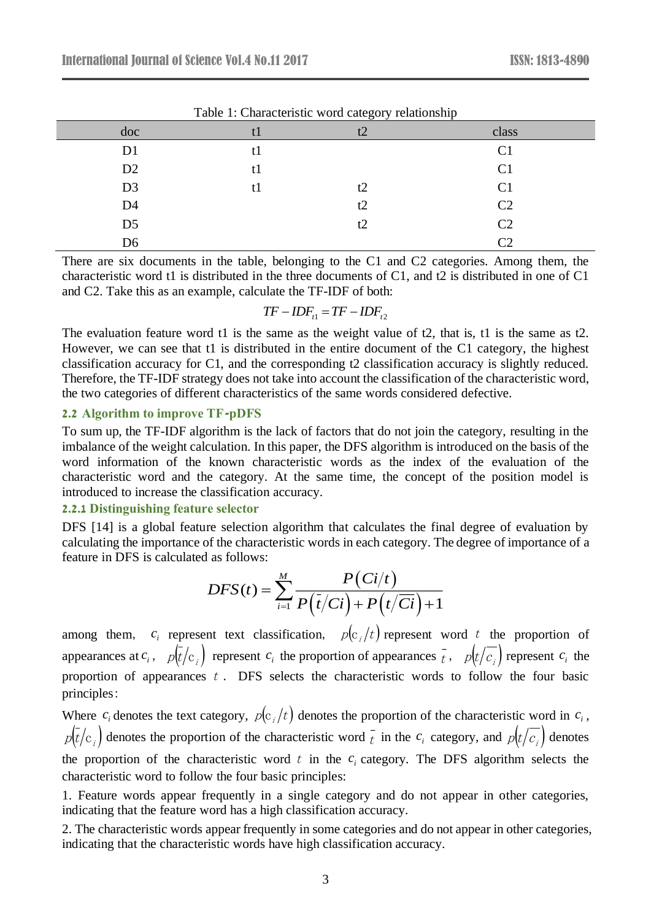Table 1: Characteristic word category relationship

| doc | t1 | t2 | class |
| --- | --- | --- | --- |
| D1 | t1 | | C1 |
| D2 | t1 | | C1 |
| D3 | t1 | t2 | C1 |
| D4 | | t2 | C2 |
| D5 | | t2 | C2 |
| D6 | | | C2 |

There are six documents in the table, belonging to the C1 and C2 categories. Among them, the characteristic word t1 is distributed in the three documents of C1, and t2 is distributed in one of C1 and C2. Take this as an example, calculate the TF-IDF of both:

$$TF-IDF_{t1} = TF-IDF_{t2}$$

The evaluation feature word t1 is the same as the weight value of t2, that is, t1 is the same as t2. However, we can see that t1 is distributed in the entire document of the C1 category, the highest classification accuracy for C1, and the corresponding t2 classification accuracy is slightly reduced. Therefore, the TF-IDF strategy does not take into account the classification of the characteristic word, the two categories of different characteristics of the same words considered defective.

### 2.2 Algorithm to improve TF-pDFS

To sum up, the TF-IDF algorithm is the lack of factors that do not join the category, resulting in the imbalance of the weight calculation. In this paper, the DFS algorithm is introduced on the basis of the word information of the known characteristic words as the index of the evaluation of the characteristic word and the category. At the same time, the concept of the position model is introduced to increase the classification accuracy.

#### 2.2.1 Distinguishing feature selector

DFS [14] is a global feature selection algorithm that calculates the final degree of evaluation by calculating the importance of the characteristic words in each category. The degree of importance of a feature in DFS is calculated as follows:

$$DFS(t) = \sum_{i=1}^{M} \frac{P(Ci/t)}{P(\bar{t}/Ci) + P(t/\overline{Ci}) + 1}$$

among them, $c_i$ represent text classification, $p(c_i/t)$ represent word $t$ the proportion of appearances at $c_i$, $p(\bar{t}/c_i)$ represent $c_i$ the proportion of appearances $\bar{t}$, $p(t/\overline{c_i})$ represent $c_i$ the proportion of appearances $t$. DFS selects the characteristic words to follow the four basic principles:

Where $c_i$ denotes the text category, $p(c_i/t)$ denotes the proportion of the characteristic word in $c_i$, $p(\bar{t}/c_i)$ denotes the proportion of the characteristic word $\bar{t}$ in the $c_i$ category, and $p(t/\overline{c_i})$ denotes the proportion of the characteristic word $t$ in the $c_i$ category. The DFS algorithm selects the characteristic word to follow the four basic principles:

1. Feature words appear frequently in a single category and do not appear in other categories, indicating that the feature word has a high classification accuracy.

2. The characteristic words appear frequently in some categories and do not appear in other categories, indicating that the characteristic words have high classification accuracy.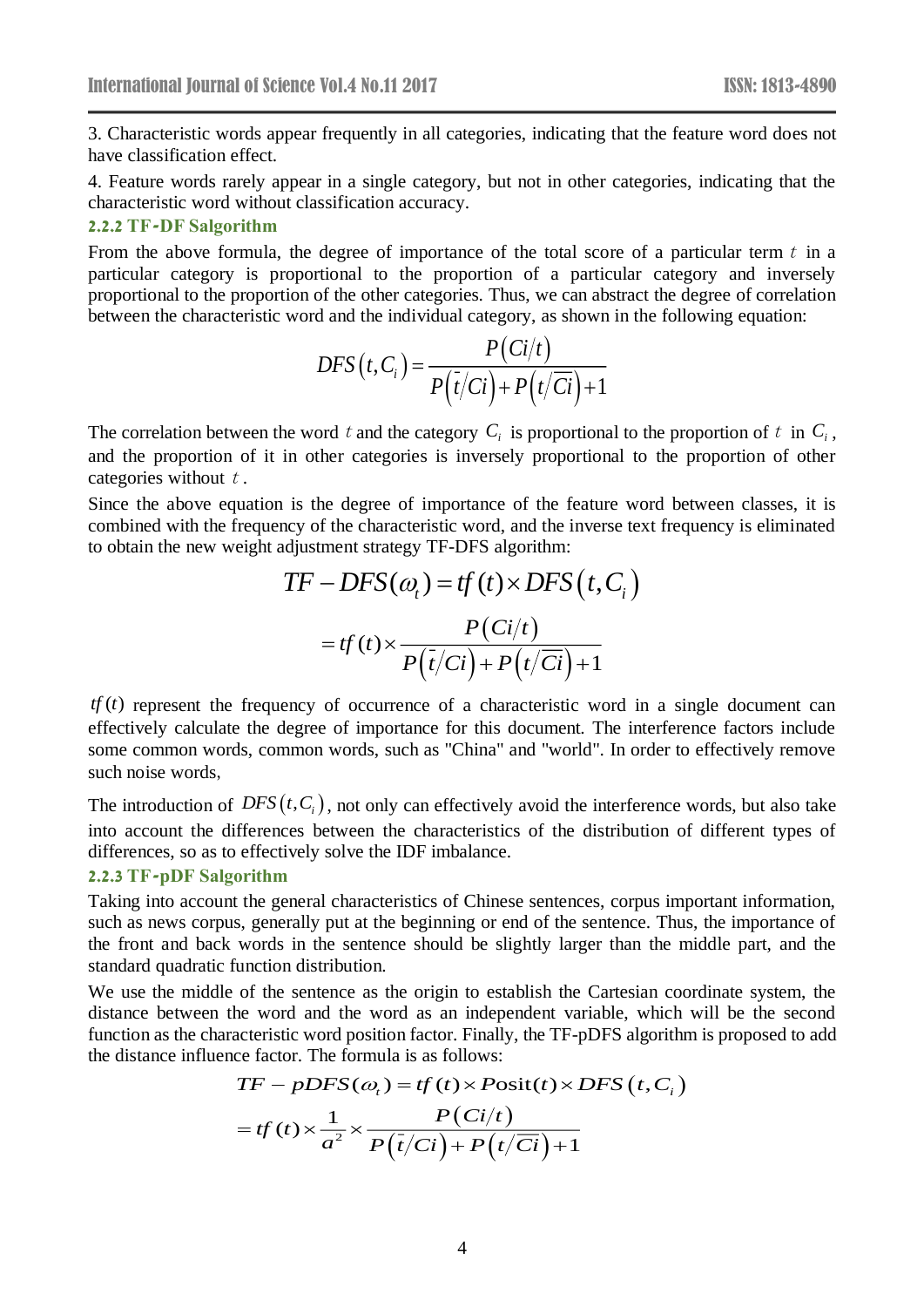3. Characteristic words appear frequently in all categories, indicating that the feature word does not have classification effect.

4. Feature words rarely appear in a single category, but not in other categories, indicating that the characteristic word without classification accuracy.

### 2.2.2 TF-DF Salgorithm

From the above formula, the degree of importance of the total score of a particular term $t$ in a particular category is proportional to the proportion of a particular category and inversely proportional to the proportion of the other categories. Thus, we can abstract the degree of correlation between the characteristic word and the individual category, as shown in the following equation:

$$DFS\left(t,C_i\right)=\frac{P\left(Ci/t\right)}{P\left(\bar{t}/Ci\right)+P\left(t/\overline{Ci}\right)+1}$$

The correlation between the word $t$ and the category $C_i$ is proportional to the proportion of $t$ in $C_i$, and the proportion of it in other categories is inversely proportional to the proportion of other categories without $t$.

Since the above equation is the degree of importance of the feature word between classes, it is combined with the frequency of the characteristic word, and the inverse text frequency is eliminated to obtain the new weight adjustment strategy TF-DFS algorithm:

$$TF-DFS(\omega_t)=tf(t)\times DFS\left(t,C_i\right)$$
$$=tf(t)\times\frac{P\left(Ci/t\right)}{P\left(\bar{t}/Ci\right)+P\left(t/\overline{Ci}\right)+1}$$

$tf(t)$ represent the frequency of occurrence of a characteristic word in a single document can effectively calculate the degree of importance for this document. The interference factors include some common words, common words, such as "China" and "world". In order to effectively remove such noise words,

The introduction of $DFS\left(t,C_i\right)$, not only can effectively avoid the interference words, but also take into account the differences between the characteristics of the distribution of different types of differences, so as to effectively solve the IDF imbalance.

### 2.2.3 TF-pDF Salgorithm

Taking into account the general characteristics of Chinese sentences, corpus important information, such as news corpus, generally put at the beginning or end of the sentence. Thus, the importance of the front and back words in the sentence should be slightly larger than the middle part, and the standard quadratic function distribution.

We use the middle of the sentence as the origin to establish the Cartesian coordinate system, the distance between the word and the word as an independent variable, which will be the second function as the characteristic word position factor. Finally, the TF-pDFS algorithm is proposed to add the distance influence factor. The formula is as follows:

$$TF-pDFS(\omega_t)=tf(t)\times \text{Posit}(t)\times DFS\left(t,C_i\right)$$
$$=tf(t)\times\frac{1}{a^2}\times\frac{P\left(Ci/t\right)}{P\left(\bar{t}/Ci\right)+P\left(t/\overline{Ci}\right)+1}$$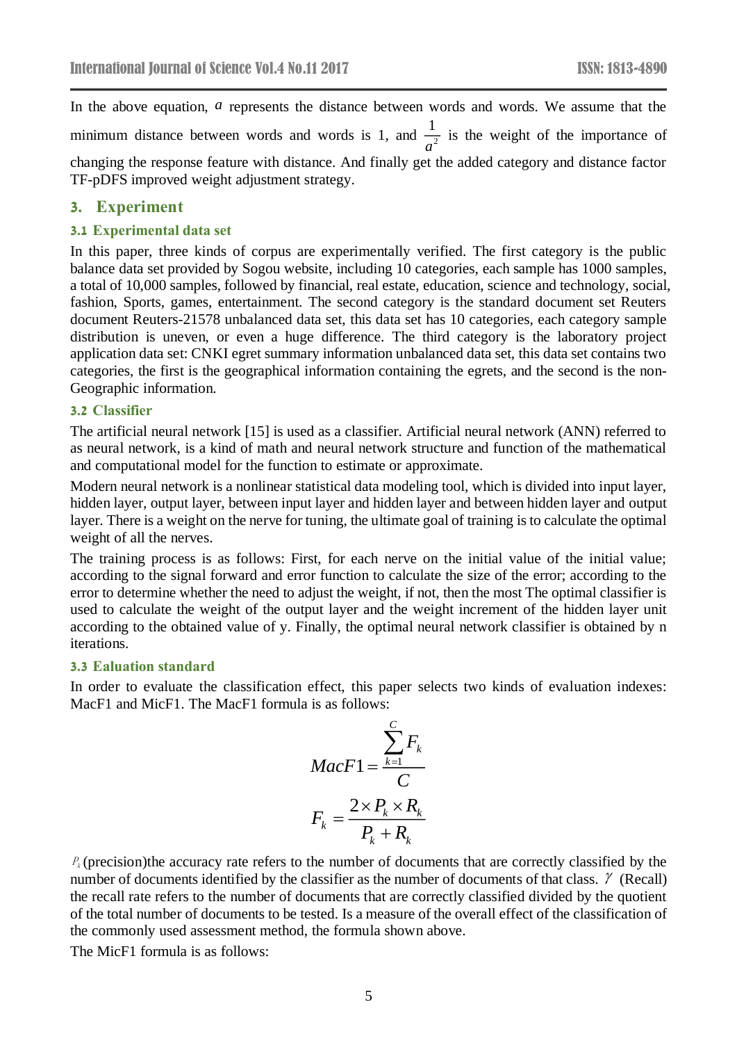In the above equation, $a$ represents the distance between words and words. We assume that the minimum distance between words and words is 1, and $\frac{1}{a^2}$ is the weight of the importance of changing the response feature with distance. And finally get the added category and distance factor TF-pDFS improved weight adjustment strategy.

## 3. Experiment

### 3.1 Experimental data set

In this paper, three kinds of corpus are experimentally verified. The first category is the public balance data set provided by Sogou website, including 10 categories, each sample has 1000 samples, a total of 10,000 samples, followed by financial, real estate, education, science and technology, social, fashion, Sports, games, entertainment. The second category is the standard document set Reuters document Reuters-21578 unbalanced data set, this data set has 10 categories, each category sample distribution is uneven, or even a huge difference. The third category is the laboratory project application data set: CNKI egret summary information unbalanced data set, this data set contains two categories, the first is the geographical information containing the egrets, and the second is the non-Geographic information.

### 3.2 Classifier

The artificial neural network [15] is used as a classifier. Artificial neural network (ANN) referred to as neural network, is a kind of math and neural network structure and function of the mathematical and computational model for the function to estimate or approximate.

Modern neural network is a nonlinear statistical data modeling tool, which is divided into input layer, hidden layer, output layer, between input layer and hidden layer and between hidden layer and output layer. There is a weight on the nerve for tuning, the ultimate goal of training is to calculate the optimal weight of all the nerves.

The training process is as follows: First, for each nerve on the initial value of the initial value; according to the signal forward and error function to calculate the size of the error; according to the error to determine whether the need to adjust the weight, if not, then the most The optimal classifier is used to calculate the weight of the output layer and the weight increment of the hidden layer unit according to the obtained value of y. Finally, the optimal neural network classifier is obtained by n iterations.

### 3.3 Ealuation standard

In order to evaluate the classification effect, this paper selects two kinds of evaluation indexes: MacF1 and MicF1. The MacF1 formula is as follows:

$$MacF1 = \frac{\sum_{k=1}^{C} F_k}{C}$$

$$F_k = \frac{2 \times P_k \times R_k}{P_k + R_k}$$

$P_k$ (precision)the accuracy rate refers to the number of documents that are correctly classified by the number of documents identified by the classifier as the number of documents of that class. $\gamma$ (Recall) the recall rate refers to the number of documents that are correctly classified divided by the quotient of the total number of documents to be tested. Is a measure of the overall effect of the classification of the commonly used assessment method, the formula shown above.

The MicF1 formula is as follows: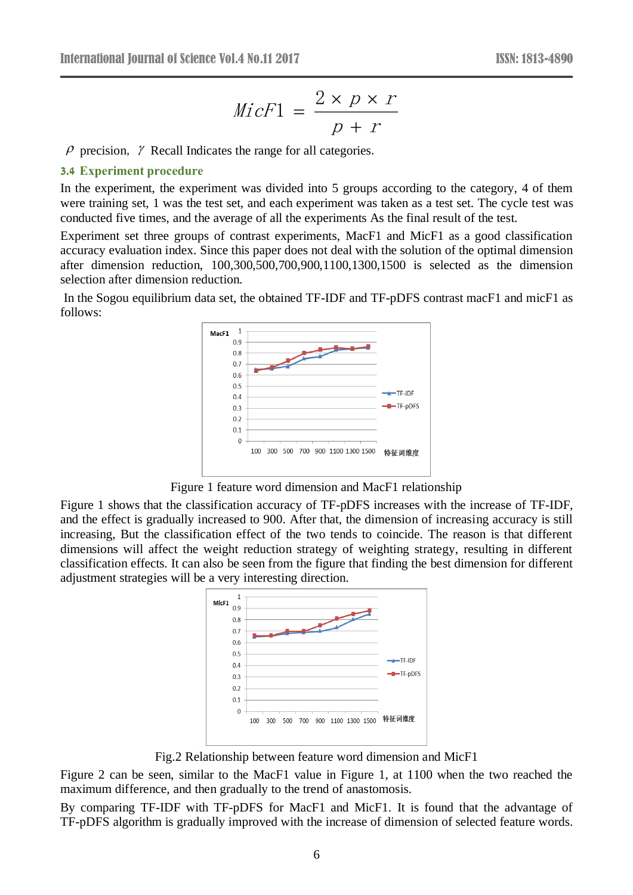$$MicF1 = \frac{2 \times p \times r}{p + r}$$

$\rho$ precision, $\gamma$ Recall Indicates the range for all categories.

### 3.4 Experiment procedure

In the experiment, the experiment was divided into 5 groups according to the category, 4 of them were training set, 1 was the test set, and each experiment was taken as a test set. The cycle test was conducted five times, and the average of all the experiments As the final result of the test.

Experiment set three groups of contrast experiments, MacF1 and MicF1 as a good classification accuracy evaluation index. Since this paper does not deal with the solution of the optimal dimension after dimension reduction, 100,300,500,700,900,1100,1300,1500 is selected as the dimension selection after dimension reduction.

In the Sogou equilibrium data set, the obtained TF-IDF and TF-pDFS contrast macF1 and micF1 as follows:

Figure 1 feature word dimension and MacF1 relationship

Figure 1 shows that the classification accuracy of TF-pDFS increases with the increase of TF-IDF, and the effect is gradually increased to 900. After that, the dimension of increasing accuracy is still increasing, But the classification effect of the two tends to coincide. The reason is that different dimensions will affect the weight reduction strategy of weighting strategy, resulting in different classification effects. It can also be seen from the figure that finding the best dimension for different adjustment strategies will be a very interesting direction.

Fig.2 Relationship between feature word dimension and MicF1

Figure 2 can be seen, similar to the MacF1 value in Figure 1, at 1100 when the two reached the maximum difference, and then gradually to the trend of anastomosis.

By comparing TF-IDF with TF-pDFS for MacF1 and MicF1. It is found that the advantage of TF-pDFS algorithm is gradually improved with the increase of dimension of selected feature words.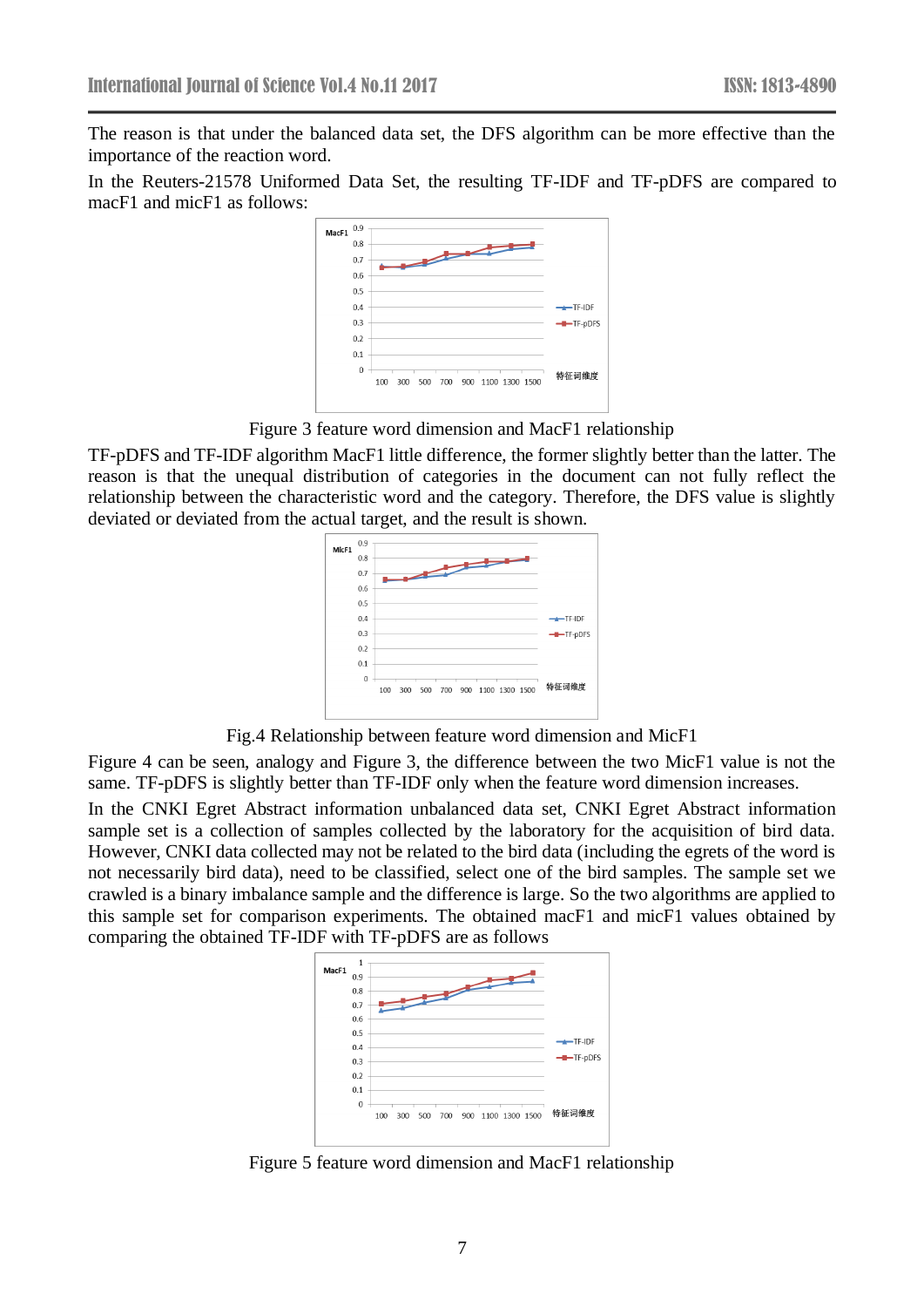The reason is that under the balanced data set, the DFS algorithm can be more effective than the importance of the reaction word.

In the Reuters-21578 Uniformed Data Set, the resulting TF-IDF and TF-pDFS are compared to macF1 and micF1 as follows:

Figure 3 feature word dimension and MacF1 relationship

TF-pDFS and TF-IDF algorithm MacF1 little difference, the former slightly better than the latter. The reason is that the unequal distribution of categories in the document can not fully reflect the relationship between the characteristic word and the category. Therefore, the DFS value is slightly deviated or deviated from the actual target, and the result is shown.

Fig.4 Relationship between feature word dimension and MicF1

Figure 4 can be seen, analogy and Figure 3, the difference between the two MicF1 value is not the same. TF-pDFS is slightly better than TF-IDF only when the feature word dimension increases.

In the CNKI Egret Abstract information unbalanced data set, CNKI Egret Abstract information sample set is a collection of samples collected by the laboratory for the acquisition of bird data. However, CNKI data collected may not be related to the bird data (including the egrets of the word is not necessarily bird data), need to be classified, select one of the bird samples. The sample set we crawled is a binary imbalance sample and the difference is large. So the two algorithms are applied to this sample set for comparison experiments. The obtained macF1 and micF1 values obtained by comparing the obtained TF-IDF with TF-pDFS are as follows

Figure 5 feature word dimension and MacF1 relationship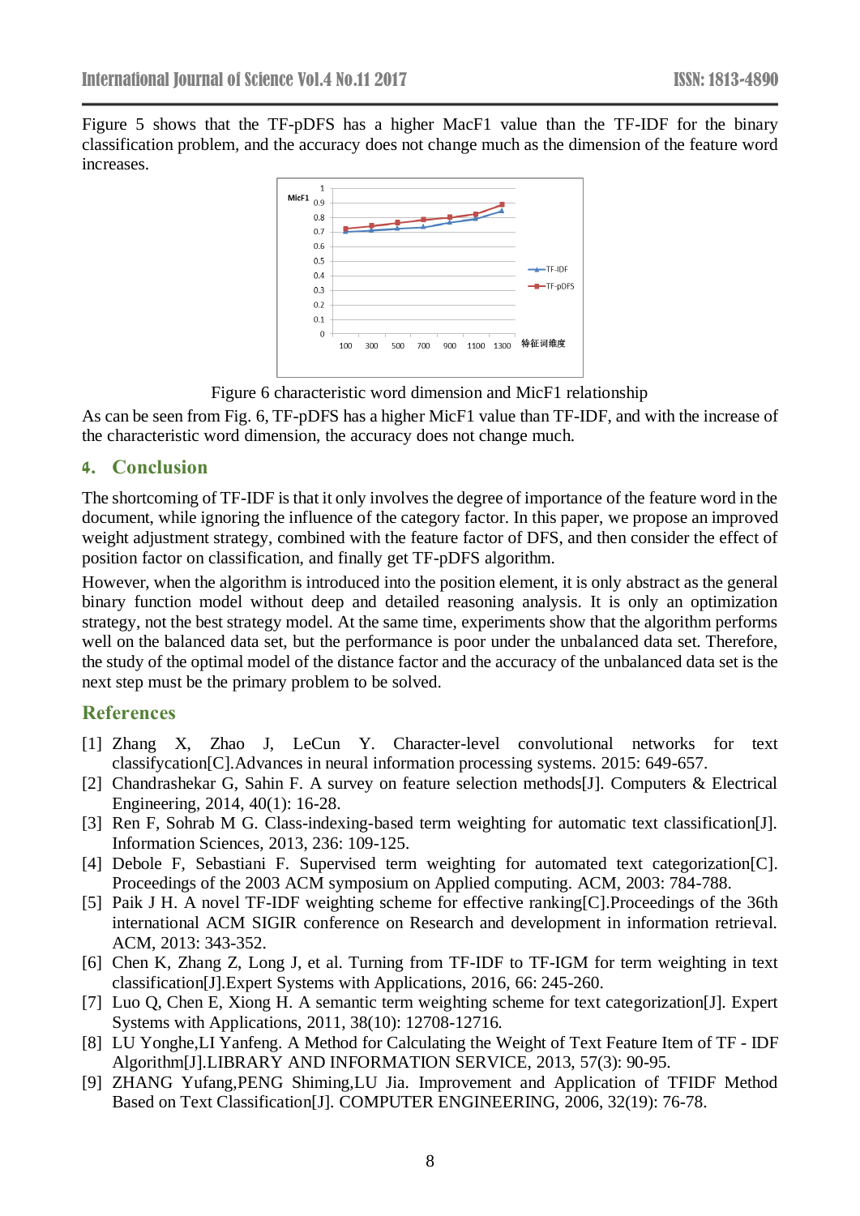Figure 5 shows that the TF-pDFS has a higher MacF1 value than the TF-IDF for the binary classification problem, and the accuracy does not change much as the dimension of the feature word increases.

Figure 6 characteristic word dimension and MicF1 relationship

As can be seen from Fig. 6, TF-pDFS has a higher MicF1 value than TF-IDF, and with the increase of the characteristic word dimension, the accuracy does not change much.

## 4. Conclusion

The shortcoming of TF-IDF is that it only involves the degree of importance of the feature word in the document, while ignoring the influence of the category factor. In this paper, we propose an improved weight adjustment strategy, combined with the feature factor of DFS, and then consider the effect of position factor on classification, and finally get TF-pDFS algorithm.

However, when the algorithm is introduced into the position element, it is only abstract as the general binary function model without deep and detailed reasoning analysis. It is only an optimization strategy, not the best strategy model. At the same time, experiments show that the algorithm performs well on the balanced data set, but the performance is poor under the unbalanced data set. Therefore, the study of the optimal model of the distance factor and the accuracy of the unbalanced data set is the next step must be the primary problem to be solved.

## References

[1] Zhang X, Zhao J, LeCun Y. Character-level convolutional networks for text classifycation[C].Advances in neural information processing systems. 2015: 649-657.

[2] Chandrashekar G, Sahin F. A survey on feature selection methods[J]. Computers & Electrical Engineering, 2014, 40(1): 16-28.

[3] Ren F, Sohrab M G. Class-indexing-based term weighting for automatic text classification[J]. Information Sciences, 2013, 236: 109-125.

[4] Debole F, Sebastiani F. Supervised term weighting for automated text categorization[C]. Proceedings of the 2003 ACM symposium on Applied computing. ACM, 2003: 784-788.

[5] Paik J H. A novel TF-IDF weighting scheme for effective ranking[C].Proceedings of the 36th international ACM SIGIR conference on Research and development in information retrieval. ACM, 2013: 343-352.

[6] Chen K, Zhang Z, Long J, et al. Turning from TF-IDF to TF-IGM for term weighting in text classification[J].Expert Systems with Applications, 2016, 66: 245-260.

[7] Luo Q, Chen E, Xiong H. A semantic term weighting scheme for text categorization[J]. Expert Systems with Applications, 2011, 38(10): 12708-12716.

[8] LU Yonghe,LI Yanfeng. A Method for Calculating the Weight of Text Feature Item of TF - IDF Algorithm[J].LIBRARY AND INFORMATION SERVICE, 2013, 57(3): 90-95.

[9] ZHANG Yufang,PENG Shiming,LU Jia. Improvement and Application of TFIDF Method Based on Text Classification[J]. COMPUTER ENGINEERING, 2006, 32(19): 76-78.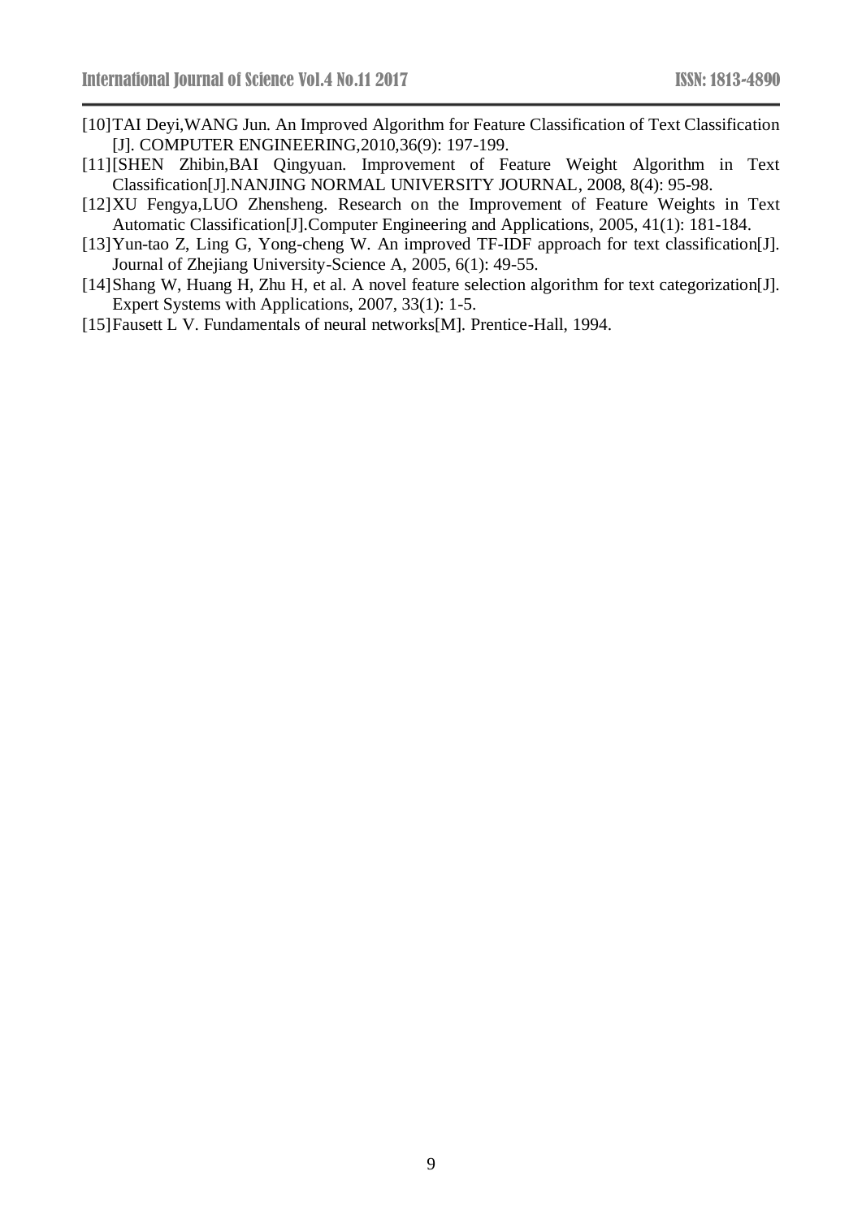[10] TAI Deyi,WANG Jun. An Improved Algorithm for Feature Classification of Text Classification [J]. COMPUTER ENGINEERING,2010,36(9): 197-199.

[11] [SHEN Zhibin,BAI Qingyuan. Improvement of Feature Weight Algorithm in Text Classification[J].NANJING NORMAL UNIVERSITY JOURNAL, 2008, 8(4): 95-98.

[12] XU Fengya,LUO Zhensheng. Research on the Improvement of Feature Weights in Text Automatic Classification[J].Computer Engineering and Applications, 2005, 41(1): 181-184.

[13] Yun-tao Z, Ling G, Yong-cheng W. An improved TF-IDF approach for text classification[J]. Journal of Zhejiang University-Science A, 2005, 6(1): 49-55.

[14] Shang W, Huang H, Zhu H, et al. A novel feature selection algorithm for text categorization[J]. Expert Systems with Applications, 2007, 33(1): 1-5.

[15] Fausett L V. Fundamentals of neural networks[M]. Prentice-Hall, 1994.